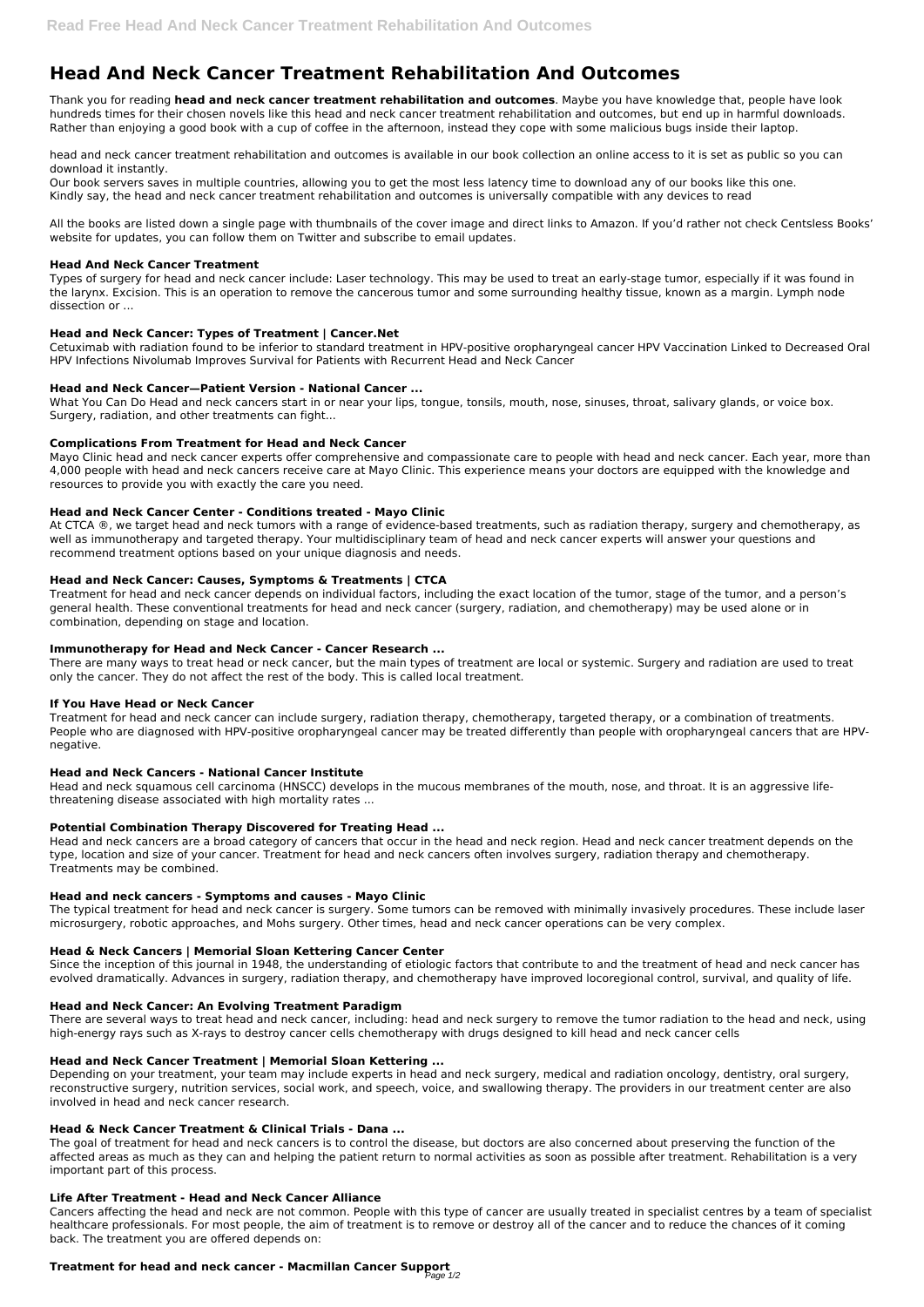# Head And Neck Cancer Treatment Rehabilitation And Outcomes

Thank you for reading **head and neck cancer treatment rehabilitation and outcomes**. Maybe you have knowledge that, people have look hundreds times for their chosen novels like this head and neck cancer treatment rehabilitation and outcomes, but end up in harmful downloads. Rather than enjoying a good book with a cup of coffee in the afternoon, instead they cope with some malicious bugs inside their laptop.

head and neck cancer treatment rehabilitation and outcomes is available in our book collection an online access to it is set as public so you can download it instantly.
Our book servers saves in multiple countries, allowing you to get the most less latency time to download any of our books like this one.
Kindly say, the head and neck cancer treatment rehabilitation and outcomes is universally compatible with any devices to read

All the books are listed down a single page with thumbnails of the cover image and direct links to Amazon. If you'd rather not check Centsless Books' website for updates, you can follow them on Twitter and subscribe to email updates.

### Head And Neck Cancer Treatment

Types of surgery for head and neck cancer include: Laser technology. This may be used to treat an early-stage tumor, especially if it was found in the larynx. Excision. This is an operation to remove the cancerous tumor and some surrounding healthy tissue, known as a margin. Lymph node dissection or ...

### Head and Neck Cancer: Types of Treatment | Cancer.Net

Cetuximab with radiation found to be inferior to standard treatment in HPV-positive oropharyngeal cancer HPV Vaccination Linked to Decreased Oral HPV Infections Nivolumab Improves Survival for Patients with Recurrent Head and Neck Cancer

### Head and Neck Cancer—Patient Version - National Cancer ...

What You Can Do Head and neck cancers start in or near your lips, tongue, tonsils, mouth, nose, sinuses, throat, salivary glands, or voice box. Surgery, radiation, and other treatments can fight...

### Complications From Treatment for Head and Neck Cancer

Mayo Clinic head and neck cancer experts offer comprehensive and compassionate care to people with head and neck cancer. Each year, more than 4,000 people with head and neck cancers receive care at Mayo Clinic. This experience means your doctors are equipped with the knowledge and resources to provide you with exactly the care you need.

### Head and Neck Cancer Center - Conditions treated - Mayo Clinic

At CTCA ®, we target head and neck tumors with a range of evidence-based treatments, such as radiation therapy, surgery and chemotherapy, as well as immunotherapy and targeted therapy. Your multidisciplinary team of head and neck cancer experts will answer your questions and recommend treatment options based on your unique diagnosis and needs.

### Head and Neck Cancer: Causes, Symptoms & Treatments | CTCA

Treatment for head and neck cancer depends on individual factors, including the exact location of the tumor, stage of the tumor, and a person's general health. These conventional treatments for head and neck cancer (surgery, radiation, and chemotherapy) may be used alone or in combination, depending on stage and location.

### Immunotherapy for Head and Neck Cancer - Cancer Research ...

There are many ways to treat head or neck cancer, but the main types of treatment are local or systemic. Surgery and radiation are used to treat only the cancer. They do not affect the rest of the body. This is called local treatment.

### If You Have Head or Neck Cancer

Treatment for head and neck cancer can include surgery, radiation therapy, chemotherapy, targeted therapy, or a combination of treatments. People who are diagnosed with HPV-positive oropharyngeal cancer may be treated differently than people with oropharyngeal cancers that are HPV-negative.

### Head and Neck Cancers - National Cancer Institute

Head and neck squamous cell carcinoma (HNSCC) develops in the mucous membranes of the mouth, nose, and throat. It is an aggressive life-threatening disease associated with high mortality rates ...

### Potential Combination Therapy Discovered for Treating Head ...

Head and neck cancers are a broad category of cancers that occur in the head and neck region. Head and neck cancer treatment depends on the type, location and size of your cancer. Treatment for head and neck cancers often involves surgery, radiation therapy and chemotherapy. Treatments may be combined.

### Head and neck cancers - Symptoms and causes - Mayo Clinic

The typical treatment for head and neck cancer is surgery. Some tumors can be removed with minimally invasively procedures. These include laser microsurgery, robotic approaches, and Mohs surgery. Other times, head and neck cancer operations can be very complex.

### Head & Neck Cancers | Memorial Sloan Kettering Cancer Center

Since the inception of this journal in 1948, the understanding of etiologic factors that contribute to and the treatment of head and neck cancer has evolved dramatically. Advances in surgery, radiation therapy, and chemotherapy have improved locoregional control, survival, and quality of life.

### Head and Neck Cancer: An Evolving Treatment Paradigm

There are several ways to treat head and neck cancer, including: head and neck surgery to remove the tumor radiation to the head and neck, using high-energy rays such as X-rays to destroy cancer cells chemotherapy with drugs designed to kill head and neck cancer cells

### Head and Neck Cancer Treatment | Memorial Sloan Kettering ...

Depending on your treatment, your team may include experts in head and neck surgery, medical and radiation oncology, dentistry, oral surgery, reconstructive surgery, nutrition services, social work, and speech, voice, and swallowing therapy. The providers in our treatment center are also involved in head and neck cancer research.

### Head & Neck Cancer Treatment & Clinical Trials - Dana ...

The goal of treatment for head and neck cancers is to control the disease, but doctors are also concerned about preserving the function of the affected areas as much as they can and helping the patient return to normal activities as soon as possible after treatment. Rehabilitation is a very important part of this process.

### Life After Treatment - Head and Neck Cancer Alliance

Cancers affecting the head and neck are not common. People with this type of cancer are usually treated in specialist centres by a team of specialist healthcare professionals. For most people, the aim of treatment is to remove or destroy all of the cancer and to reduce the chances of it coming back. The treatment you are offered depends on:

### Treatment for head and neck cancer - Macmillan Cancer Support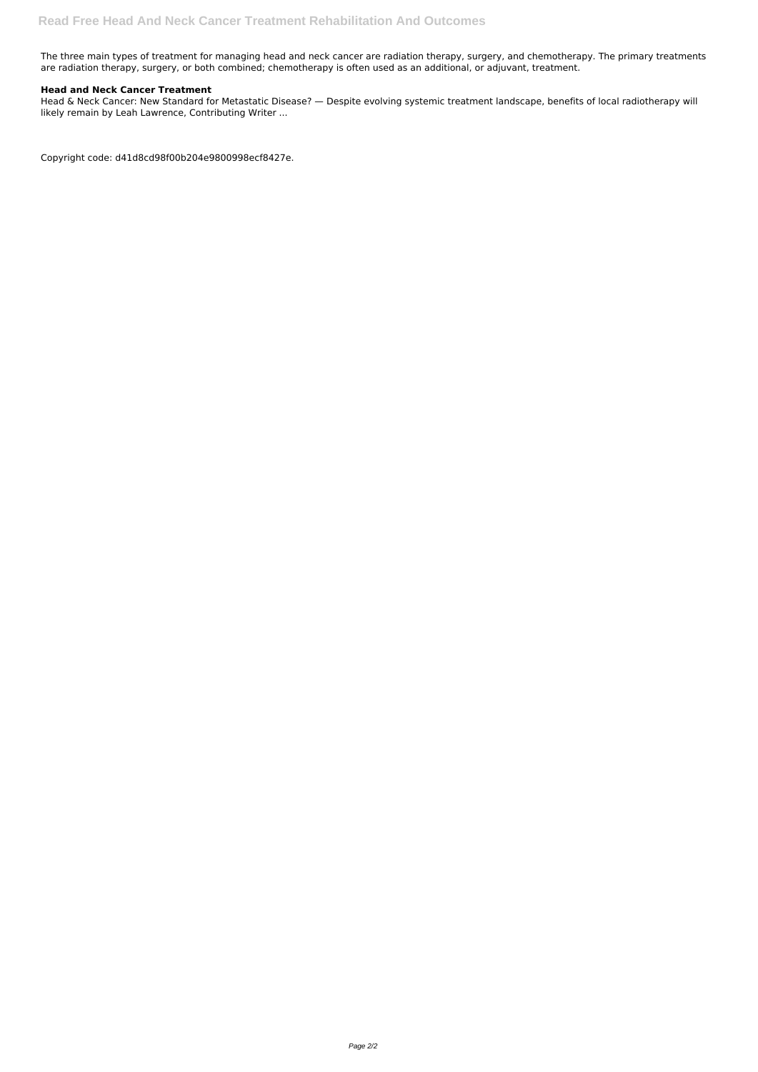The three main types of treatment for managing head and neck cancer are radiation therapy, surgery, and chemotherapy. The primary treatments are radiation therapy, surgery, or both combined; chemotherapy is often used as an additional, or adjuvant, treatment.

**Head and Neck Cancer Treatment**

Head & Neck Cancer: New Standard for Metastatic Disease? — Despite evolving systemic treatment landscape, benefits of local radiotherapy will likely remain by Leah Lawrence, Contributing Writer ...

Copyright code: d41d8cd98f00b204e9800998ecf8427e.